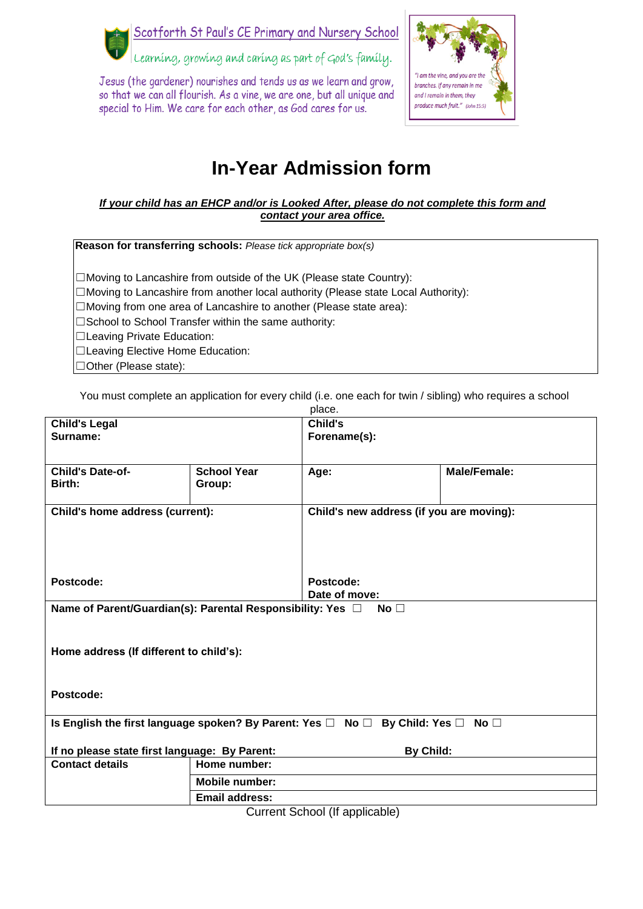Scotforth St Paul's CE Primary and Nursery School

Learning, growing and caring as part of God's family.

Jesus (the gardener) nourishes and tends us as we learn and grow, so that we can all flourish. As a vine, we are one, but all unique and special to Him. We care for each other, as God cares for us.

"I am the vine, and you are the branches. If any remain in me and I remain in them, they produce much fruit." (John 15:5)

# In-Year Admission form

***If your child has an EHCP and/or is Looked After, please do not complete this form and contact your area office.***

**Reason for transferring schools:** *Please tick appropriate box(s)*

☐Moving to Lancashire from outside of the UK (Please state Country):
☐Moving to Lancashire from another local authority (Please state Local Authority):
☐Moving from one area of Lancashire to another (Please state area):
☐School to School Transfer within the same authority:
☐Leaving Private Education:
☐Leaving Elective Home Education:
☐Other (Please state):

You must complete an application for every child (i.e. one each for twin / sibling) who requires a school place.

| **Child's Legal Surname:** | | **Child's Forename(s):** | |
|---|---|---|---|
| **Child's Date-of-Birth:** | **School Year Group:** | **Age:** | **Male/Female:** |
| **Child's home address (current):**<br><br>**Postcode:** | | **Child's new address (if you are moving):**<br><br>**Postcode:**<br>**Date of move:** | |
| **Name of Parent/Guardian(s): Parental Responsibility: Yes ☐ No ☐**<br><br>**Home address (If different to child's):**<br><br>**Postcode:** | | | |
| **Is English the first language spoken? By Parent: Yes ☐ No ☐ By Child: Yes ☐ No ☐**<br><br>**If no please state first language: By Parent: By Child:** | | | |
| **Contact details** | **Home number:** | | |
| | **Mobile number:** | | |
| | **Email address:** | | |

Current School (If applicable)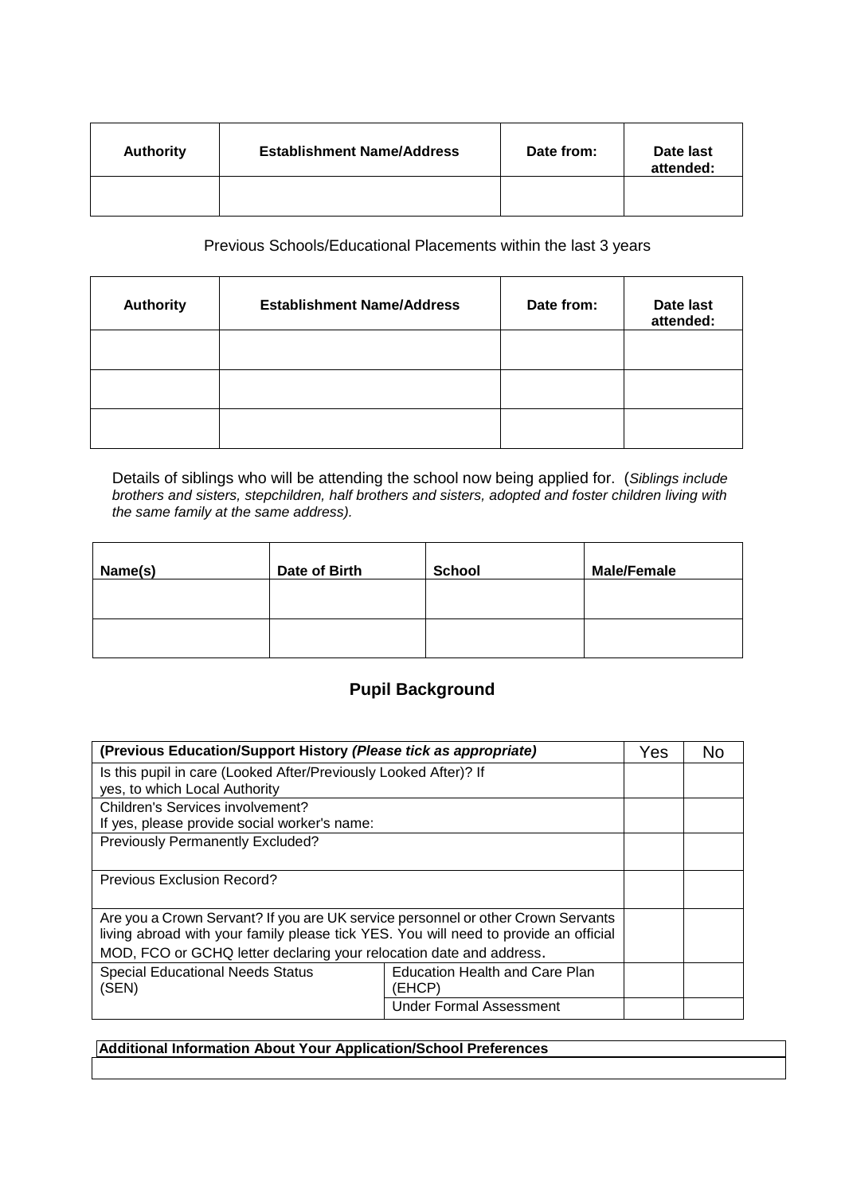| Authority | Establishment Name/Address | Date from: | Date last attended: |
|---|---|---|---|
| | | | |

Previous Schools/Educational Placements within the last 3 years

| Authority | Establishment Name/Address | Date from: | Date last attended: |
|---|---|---|---|
| | | | |
| | | | |
| | | | |

Details of siblings who will be attending the school now being applied for. (*Siblings include brothers and sisters, stepchildren, half brothers and sisters, adopted and foster children living with the same family at the same address).*

| Name(s) | Date of Birth | School | Male/Female |
|---|---|---|---|
| | | | |
| | | | |

## Pupil Background

| **(Previous Education/Support History *(Please tick as appropriate)*** | | Yes | No |
|---|---|---|---|
| Is this pupil in care (Looked After/Previously Looked After)? If yes, to which Local Authority | | | |
| Children's Services involvement? If yes, please provide social worker's name: | | | |
| Previously Permanently Excluded? | | | |
| Previous Exclusion Record? | | | |
| Are you a Crown Servant? If you are UK service personnel or other Crown Servants living abroad with your family please tick YES. You will need to provide an official MOD, FCO or GCHQ letter declaring your relocation date and address. | | | |
| Special Educational Needs Status (SEN) | Education Health and Care Plan (EHCP) | | |
| | Under Formal Assessment | | |

| **Additional Information About Your Application/School Preferences** |
|---|
| |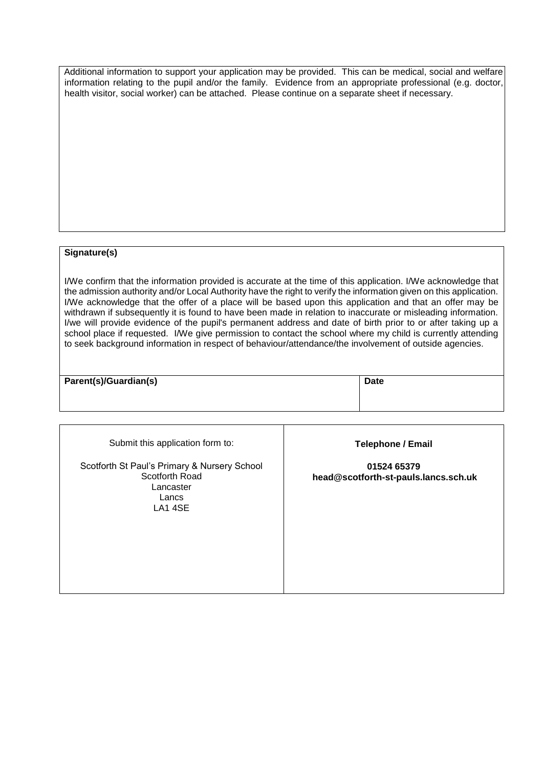Additional information to support your application may be provided. This can be medical, social and welfare information relating to the pupil and/or the family. Evidence from an appropriate professional (e.g. doctor, health visitor, social worker) can be attached. Please continue on a separate sheet if necessary.

**Signature(s)**

I/We confirm that the information provided is accurate at the time of this application. I/We acknowledge that the admission authority and/or Local Authority have the right to verify the information given on this application. I/We acknowledge that the offer of a place will be based upon this application and that an offer may be withdrawn if subsequently it is found to have been made in relation to inaccurate or misleading information. I/we will provide evidence of the pupil's permanent address and date of birth prior to or after taking up a school place if requested. I/We give permission to contact the school where my child is currently attending to seek background information in respect of behaviour/attendance/the involvement of outside agencies.

| **Parent(s)/Guardian(s)** | **Date** |
| --- | --- |
| | |

| Submit this application form to: | **Telephone / Email** |
| --- | --- |
| Scotforth St Paul's Primary & Nursery School<br>Scotforth Road<br>Lancaster<br>Lancs<br>LA1 4SE | **01524 65379**<br>**head@scotforth-st-pauls.lancs.sch.uk** |